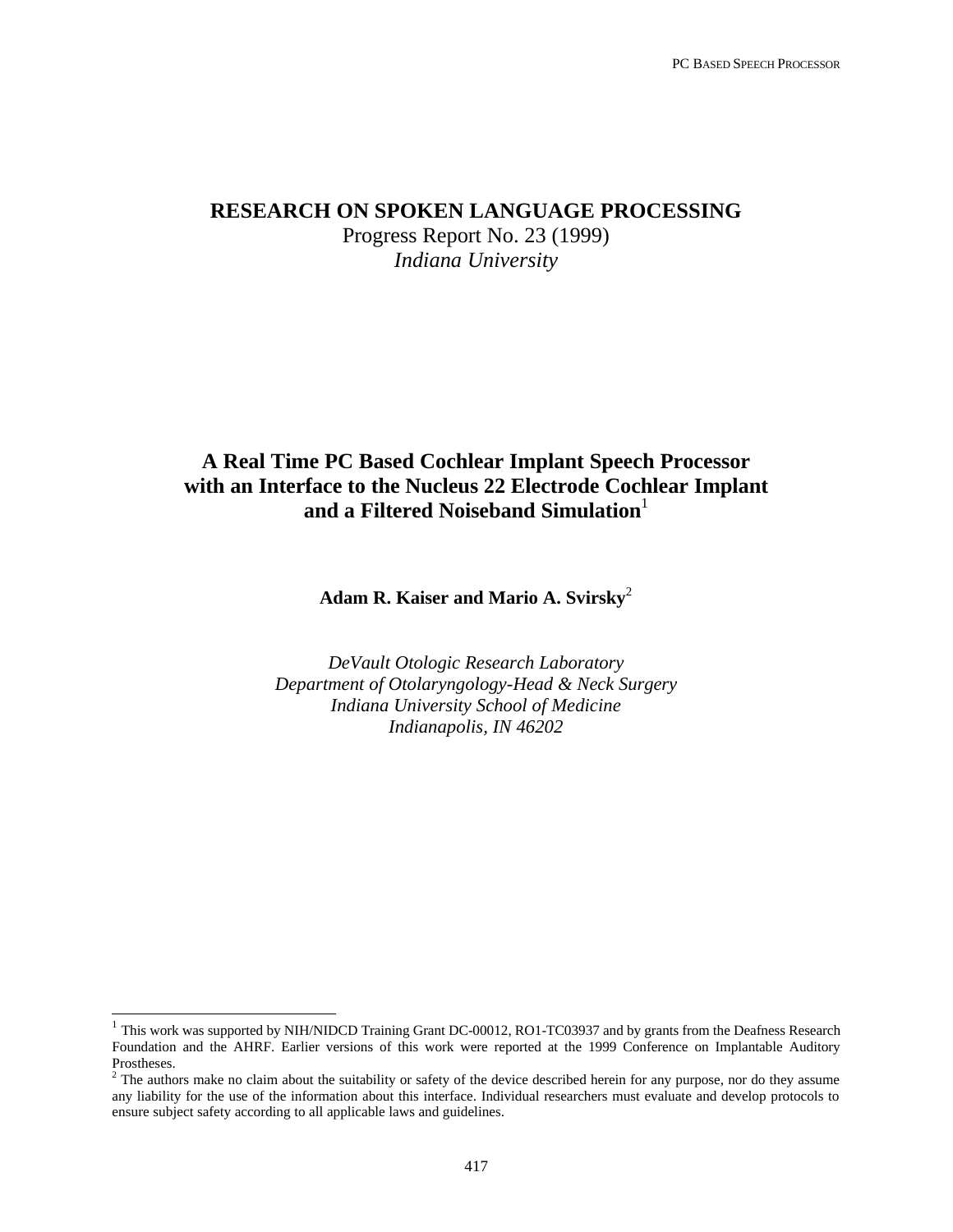**RESEARCH ON SPOKEN LANGUAGE PROCESSING**
Progress Report No. 23 (1999)
*Indiana University*

# A Real Time PC Based Cochlear Implant Speech Processor with an Interface to the Nucleus 22 Electrode Cochlear Implant and a Filtered Noiseband Simulation[1]

**Adam R. Kaiser and Mario A. Svirsky**[2]

*DeVault Otologic Research Laboratory*
*Department of Otolaryngology-Head & Neck Surgery*
*Indiana University School of Medicine*
*Indianapolis, IN 46202*

---

[1] This work was supported by NIH/NIDCD Training Grant DC-00012, RO1-TC03937 and by grants from the Deafness Research Foundation and the AHRF. Earlier versions of this work were reported at the 1999 Conference on Implantable Auditory Prostheses.

[2] The authors make no claim about the suitability or safety of the device described herein for any purpose, nor do they assume any liability for the use of the information about this interface. Individual researchers must evaluate and develop protocols to ensure subject safety according to all applicable laws and guidelines.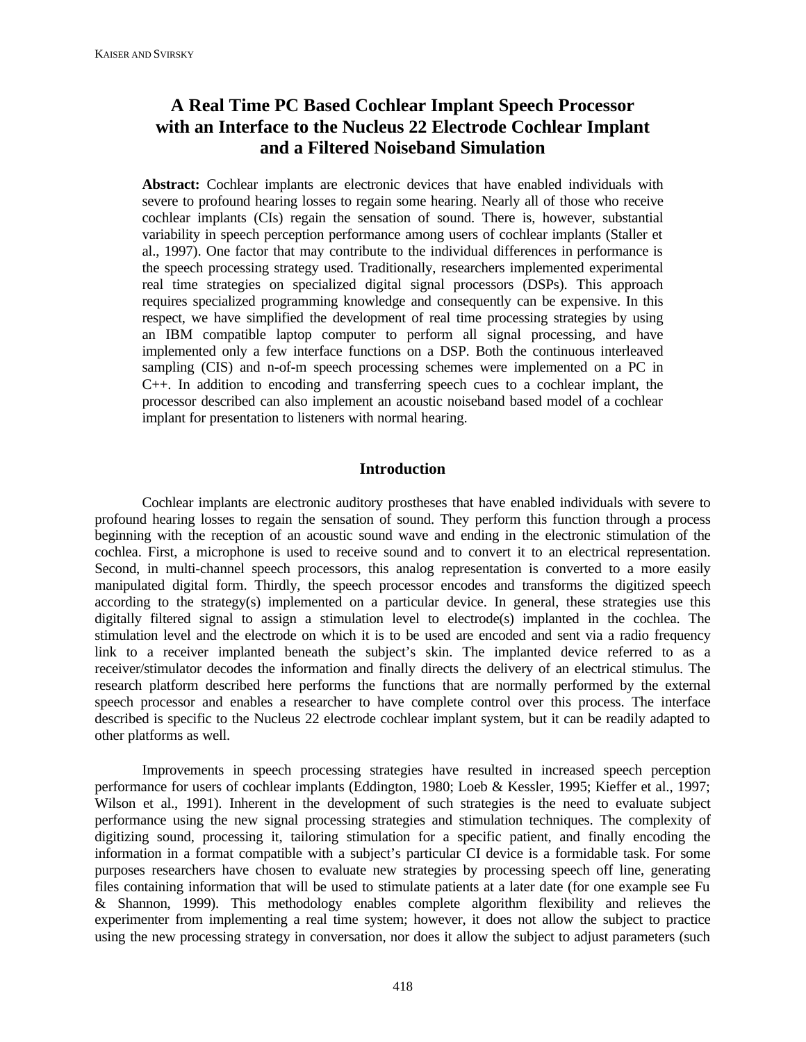# A Real Time PC Based Cochlear Implant Speech Processor with an Interface to the Nucleus 22 Electrode Cochlear Implant and a Filtered Noiseband Simulation

**Abstract:** Cochlear implants are electronic devices that have enabled individuals with severe to profound hearing losses to regain some hearing. Nearly all of those who receive cochlear implants (CIs) regain the sensation of sound. There is, however, substantial variability in speech perception performance among users of cochlear implants (Staller et al., 1997). One factor that may contribute to the individual differences in performance is the speech processing strategy used. Traditionally, researchers implemented experimental real time strategies on specialized digital signal processors (DSPs). This approach requires specialized programming knowledge and consequently can be expensive. In this respect, we have simplified the development of real time processing strategies by using an IBM compatible laptop computer to perform all signal processing, and have implemented only a few interface functions on a DSP. Both the continuous interleaved sampling (CIS) and n-of-m speech processing schemes were implemented on a PC in C++. In addition to encoding and transferring speech cues to a cochlear implant, the processor described can also implement an acoustic noiseband based model of a cochlear implant for presentation to listeners with normal hearing.

## Introduction

Cochlear implants are electronic auditory prostheses that have enabled individuals with severe to profound hearing losses to regain the sensation of sound. They perform this function through a process beginning with the reception of an acoustic sound wave and ending in the electronic stimulation of the cochlea. First, a microphone is used to receive sound and to convert it to an electrical representation. Second, in multi-channel speech processors, this analog representation is converted to a more easily manipulated digital form. Thirdly, the speech processor encodes and transforms the digitized speech according to the strategy(s) implemented on a particular device. In general, these strategies use this digitally filtered signal to assign a stimulation level to electrode(s) implanted in the cochlea. The stimulation level and the electrode on which it is to be used are encoded and sent via a radio frequency link to a receiver implanted beneath the subject's skin. The implanted device referred to as a receiver/stimulator decodes the information and finally directs the delivery of an electrical stimulus. The research platform described here performs the functions that are normally performed by the external speech processor and enables a researcher to have complete control over this process. The interface described is specific to the Nucleus 22 electrode cochlear implant system, but it can be readily adapted to other platforms as well.

Improvements in speech processing strategies have resulted in increased speech perception performance for users of cochlear implants (Eddington, 1980; Loeb & Kessler, 1995; Kieffer et al., 1997; Wilson et al., 1991). Inherent in the development of such strategies is the need to evaluate subject performance using the new signal processing strategies and stimulation techniques. The complexity of digitizing sound, processing it, tailoring stimulation for a specific patient, and finally encoding the information in a format compatible with a subject's particular CI device is a formidable task. For some purposes researchers have chosen to evaluate new strategies by processing speech off line, generating files containing information that will be used to stimulate patients at a later date (for one example see Fu & Shannon, 1999). This methodology enables complete algorithm flexibility and relieves the experimenter from implementing a real time system; however, it does not allow the subject to practice using the new processing strategy in conversation, nor does it allow the subject to adjust parameters (such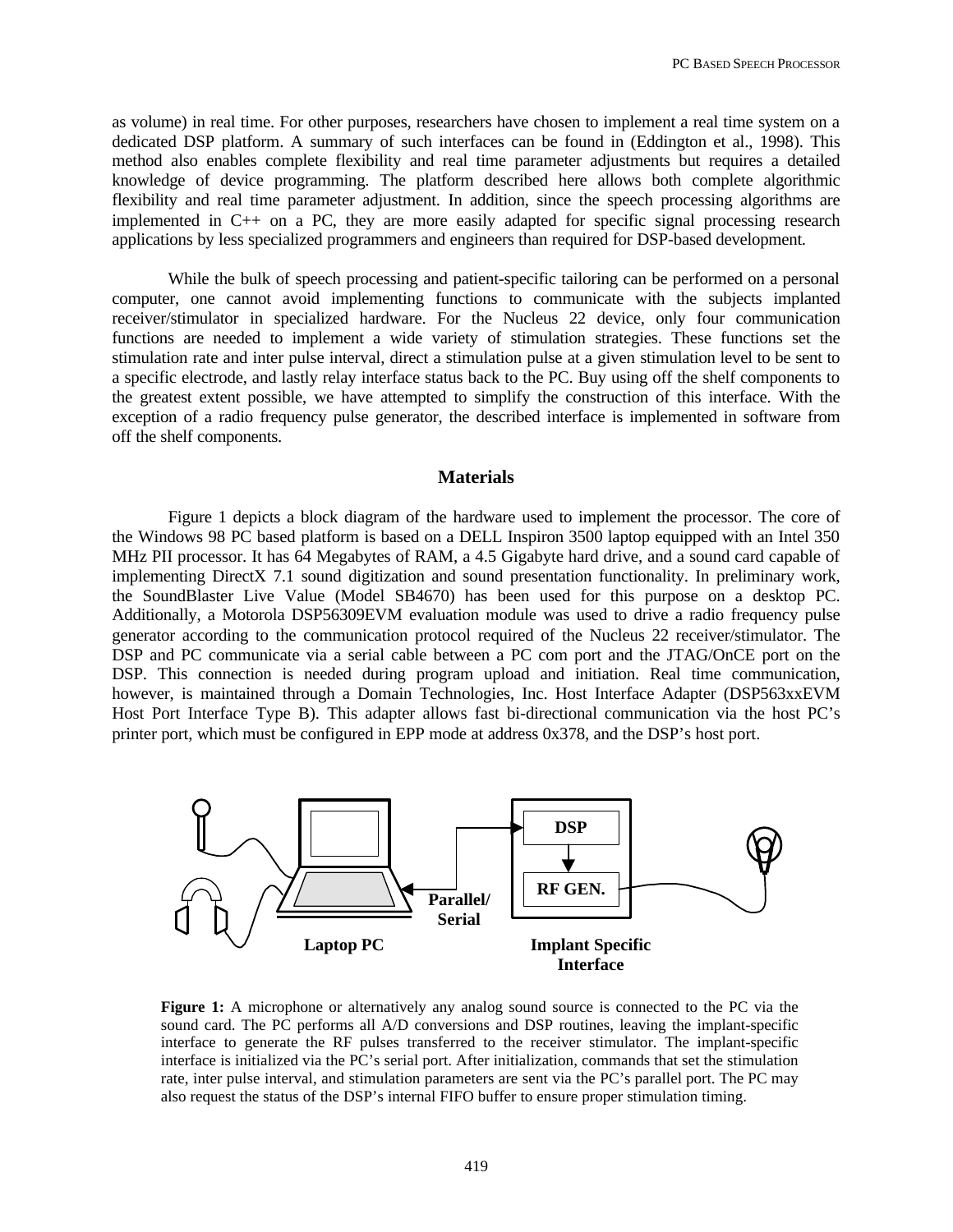as volume) in real time. For other purposes, researchers have chosen to implement a real time system on a dedicated DSP platform. A summary of such interfaces can be found in (Eddington et al., 1998). This method also enables complete flexibility and real time parameter adjustments but requires a detailed knowledge of device programming. The platform described here allows both complete algorithmic flexibility and real time parameter adjustment. In addition, since the speech processing algorithms are implemented in C++ on a PC, they are more easily adapted for specific signal processing research applications by less specialized programmers and engineers than required for DSP-based development.

While the bulk of speech processing and patient-specific tailoring can be performed on a personal computer, one cannot avoid implementing functions to communicate with the subjects implanted receiver/stimulator in specialized hardware. For the Nucleus 22 device, only four communication functions are needed to implement a wide variety of stimulation strategies. These functions set the stimulation rate and inter pulse interval, direct a stimulation pulse at a given stimulation level to be sent to a specific electrode, and lastly relay interface status back to the PC. Buy using off the shelf components to the greatest extent possible, we have attempted to simplify the construction of this interface. With the exception of a radio frequency pulse generator, the described interface is implemented in software from off the shelf components.

## Materials

Figure 1 depicts a block diagram of the hardware used to implement the processor. The core of the Windows 98 PC based platform is based on a DELL Inspiron 3500 laptop equipped with an Intel 350 MHz PII processor. It has 64 Megabytes of RAM, a 4.5 Gigabyte hard drive, and a sound card capable of implementing DirectX 7.1 sound digitization and sound presentation functionality. In preliminary work, the SoundBlaster Live Value (Model SB4670) has been used for this purpose on a desktop PC. Additionally, a Motorola DSP56309EVM evaluation module was used to drive a radio frequency pulse generator according to the communication protocol required of the Nucleus 22 receiver/stimulator. The DSP and PC communicate via a serial cable between a PC com port and the JTAG/OnCE port on the DSP. This connection is needed during program upload and initiation. Real time communication, however, is maintained through a Domain Technologies, Inc. Host Interface Adapter (DSP563xxEVM Host Port Interface Type B). This adapter allows fast bi-directional communication via the host PC's printer port, which must be configured in EPP mode at address 0x378, and the DSP's host port.

DSP

RF GEN.

Parallel/ Serial

Laptop PC

Implant Specific Interface

**Figure 1:** A microphone or alternatively any analog sound source is connected to the PC via the sound card. The PC performs all A/D conversions and DSP routines, leaving the implant-specific interface to generate the RF pulses transferred to the receiver stimulator. The implant-specific interface is initialized via the PC's serial port. After initialization, commands that set the stimulation rate, inter pulse interval, and stimulation parameters are sent via the PC's parallel port. The PC may also request the status of the DSP's internal FIFO buffer to ensure proper stimulation timing.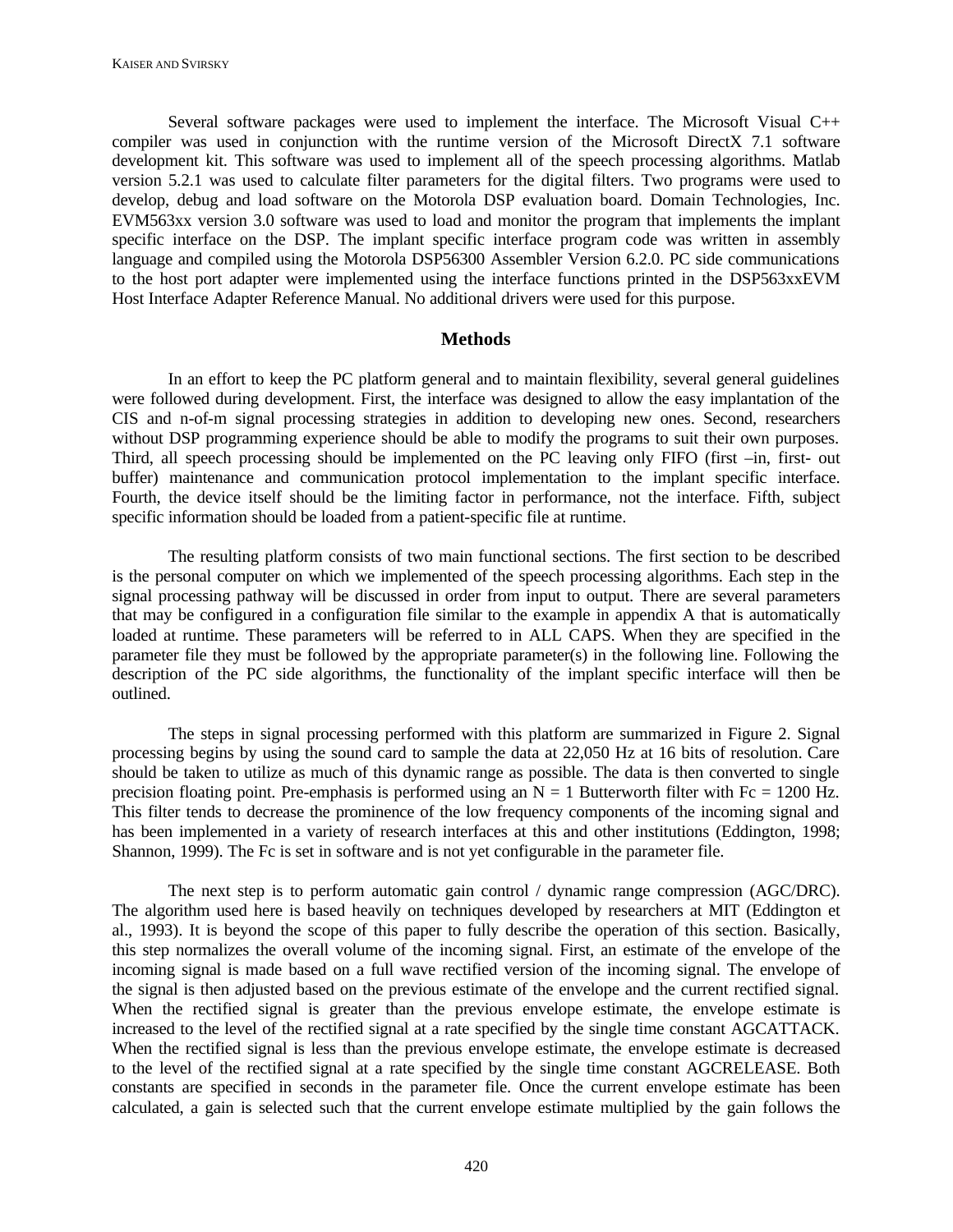Several software packages were used to implement the interface. The Microsoft Visual C++ compiler was used in conjunction with the runtime version of the Microsoft DirectX 7.1 software development kit. This software was used to implement all of the speech processing algorithms. Matlab version 5.2.1 was used to calculate filter parameters for the digital filters. Two programs were used to develop, debug and load software on the Motorola DSP evaluation board. Domain Technologies, Inc. EVM563xx version 3.0 software was used to load and monitor the program that implements the implant specific interface on the DSP. The implant specific interface program code was written in assembly language and compiled using the Motorola DSP56300 Assembler Version 6.2.0. PC side communications to the host port adapter were implemented using the interface functions printed in the DSP563xxEVM Host Interface Adapter Reference Manual. No additional drivers were used for this purpose.

## Methods

In an effort to keep the PC platform general and to maintain flexibility, several general guidelines were followed during development. First, the interface was designed to allow the easy implantation of the CIS and n-of-m signal processing strategies in addition to developing new ones. Second, researchers without DSP programming experience should be able to modify the programs to suit their own purposes. Third, all speech processing should be implemented on the PC leaving only FIFO (first –in, first- out buffer) maintenance and communication protocol implementation to the implant specific interface. Fourth, the device itself should be the limiting factor in performance, not the interface. Fifth, subject specific information should be loaded from a patient-specific file at runtime.

The resulting platform consists of two main functional sections. The first section to be described is the personal computer on which we implemented of the speech processing algorithms. Each step in the signal processing pathway will be discussed in order from input to output. There are several parameters that may be configured in a configuration file similar to the example in appendix A that is automatically loaded at runtime. These parameters will be referred to in ALL CAPS. When they are specified in the parameter file they must be followed by the appropriate parameter(s) in the following line. Following the description of the PC side algorithms, the functionality of the implant specific interface will then be outlined.

The steps in signal processing performed with this platform are summarized in Figure 2. Signal processing begins by using the sound card to sample the data at 22,050 Hz at 16 bits of resolution. Care should be taken to utilize as much of this dynamic range as possible. The data is then converted to single precision floating point. Pre-emphasis is performed using an $N = 1$ Butterworth filter with $F_c = 1200$ Hz. This filter tends to decrease the prominence of the low frequency components of the incoming signal and has been implemented in a variety of research interfaces at this and other institutions (Eddington, 1998; Shannon, 1999). The Fc is set in software and is not yet configurable in the parameter file.

The next step is to perform automatic gain control / dynamic range compression (AGC/DRC). The algorithm used here is based heavily on techniques developed by researchers at MIT (Eddington et al., 1993). It is beyond the scope of this paper to fully describe the operation of this section. Basically, this step normalizes the overall volume of the incoming signal. First, an estimate of the envelope of the incoming signal is made based on a full wave rectified version of the incoming signal. The envelope of the signal is then adjusted based on the previous estimate of the envelope and the current rectified signal. When the rectified signal is greater than the previous envelope estimate, the envelope estimate is increased to the level of the rectified signal at a rate specified by the single time constant AGCATTACK. When the rectified signal is less than the previous envelope estimate, the envelope estimate is decreased to the level of the rectified signal at a rate specified by the single time constant AGCRELEASE. Both constants are specified in seconds in the parameter file. Once the current envelope estimate has been calculated, a gain is selected such that the current envelope estimate multiplied by the gain follows the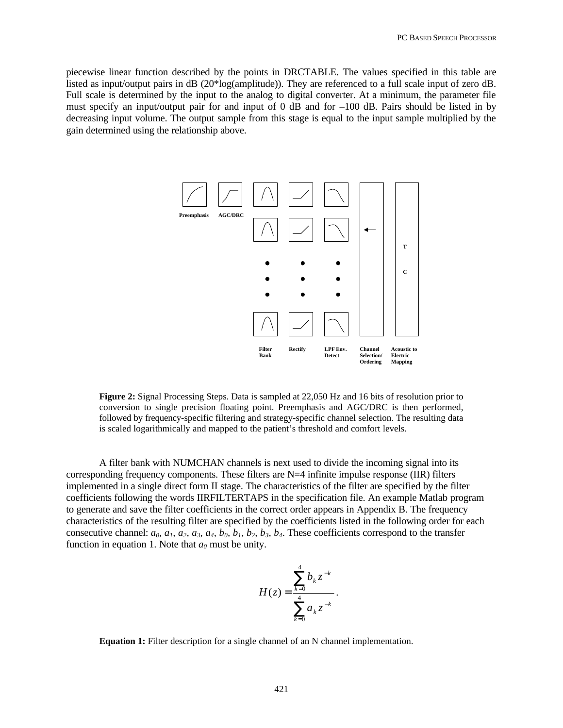piecewise linear function described by the points in DRCTABLE. The values specified in this table are listed as input/output pairs in dB (20*log(amplitude)). They are referenced to a full scale input of zero dB. Full scale is determined by the input to the analog to digital converter. At a minimum, the parameter file must specify an input/output pair for and input of 0 dB and for –100 dB. Pairs should be listed in by decreasing input volume. The output sample from this stage is equal to the input sample multiplied by the gain determined using the relationship above.

**Figure 2:** Signal Processing Steps. Data is sampled at 22,050 Hz and 16 bits of resolution prior to conversion to single precision floating point. Preemphasis and AGC/DRC is then performed, followed by frequency-specific filtering and strategy-specific channel selection. The resulting data is scaled logarithmically and mapped to the patient's threshold and comfort levels.

A filter bank with NUMCHAN channels is next used to divide the incoming signal into its corresponding frequency components. These filters are N=4 infinite impulse response (IIR) filters implemented in a single direct form II stage. The characteristics of the filter are specified by the filter coefficients following the words IIRFILTERTAPS in the specification file. An example Matlab program to generate and save the filter coefficients in the correct order appears in Appendix B. The frequency characteristics of the resulting filter are specified by the coefficients listed in the following order for each consecutive channel: $a_0$, $a_1$, $a_2$, $a_3$, $a_4$, $b_0$, $b_1$, $b_2$, $b_3$, $b_4$. These coefficients correspond to the transfer function in equation 1. Note that $a_0$ must be unity.

$$H(z) = \frac{\sum_{k=0}^{4} b_k z^{-k}}{\sum_{k=0}^{4} a_k z^{-k}}.$$

**Equation 1:** Filter description for a single channel of an N channel implementation.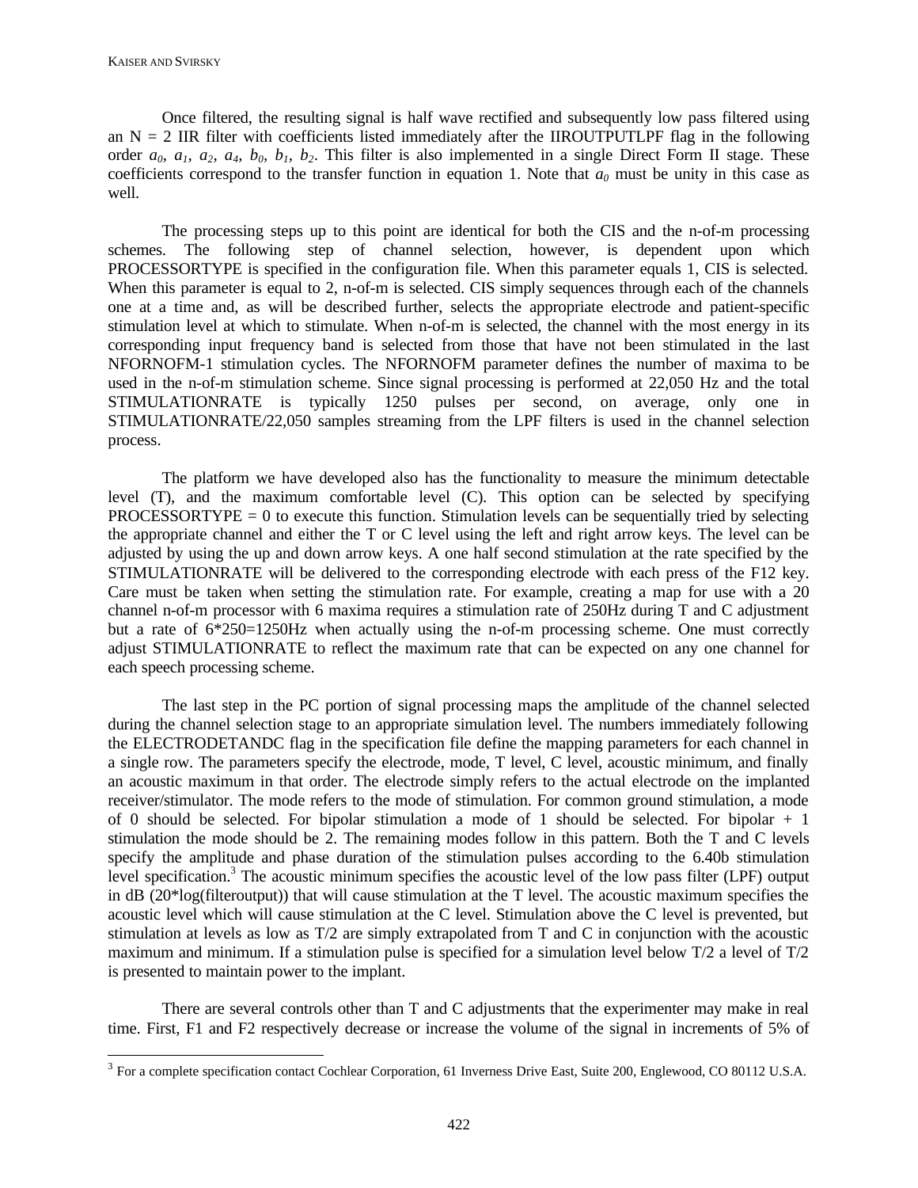Once filtered, the resulting signal is half wave rectified and subsequently low pass filtered using an N = 2 IIR filter with coefficients listed immediately after the IIROUTPUTLPF flag in the following order $a_0$, $a_1$, $a_2$, $a_4$, $b_0$, $b_1$, $b_2$. This filter is also implemented in a single Direct Form II stage. These coefficients correspond to the transfer function in equation 1. Note that $a_0$ must be unity in this case as well.

The processing steps up to this point are identical for both the CIS and the n-of-m processing schemes. The following step of channel selection, however, is dependent upon which PROCESSORTYPE is specified in the configuration file. When this parameter equals 1, CIS is selected. When this parameter is equal to 2, n-of-m is selected. CIS simply sequences through each of the channels one at a time and, as will be described further, selects the appropriate electrode and patient-specific stimulation level at which to stimulate. When n-of-m is selected, the channel with the most energy in its corresponding input frequency band is selected from those that have not been stimulated in the last NFORNOFM-1 stimulation cycles. The NFORNOFM parameter defines the number of maxima to be used in the n-of-m stimulation scheme. Since signal processing is performed at 22,050 Hz and the total STIMULATIONRATE is typically 1250 pulses per second, on average, only one in STIMULATIONRATE/22,050 samples streaming from the LPF filters is used in the channel selection process.

The platform we have developed also has the functionality to measure the minimum detectable level (T), and the maximum comfortable level (C). This option can be selected by specifying PROCESSORTYPE = 0 to execute this function. Stimulation levels can be sequentially tried by selecting the appropriate channel and either the T or C level using the left and right arrow keys. The level can be adjusted by using the up and down arrow keys. A one half second stimulation at the rate specified by the STIMULATIONRATE will be delivered to the corresponding electrode with each press of the F12 key. Care must be taken when setting the stimulation rate. For example, creating a map for use with a 20 channel n-of-m processor with 6 maxima requires a stimulation rate of 250Hz during T and C adjustment but a rate of 6*250=1250Hz when actually using the n-of-m processing scheme. One must correctly adjust STIMULATIONRATE to reflect the maximum rate that can be expected on any one channel for each speech processing scheme.

The last step in the PC portion of signal processing maps the amplitude of the channel selected during the channel selection stage to an appropriate simulation level. The numbers immediately following the ELECTRODETANDC flag in the specification file define the mapping parameters for each channel in a single row. The parameters specify the electrode, mode, T level, C level, acoustic minimum, and finally an acoustic maximum in that order. The electrode simply refers to the actual electrode on the implanted receiver/stimulator. The mode refers to the mode of stimulation. For common ground stimulation, a mode of 0 should be selected. For bipolar stimulation a mode of 1 should be selected. For bipolar + 1 stimulation the mode should be 2. The remaining modes follow in this pattern. Both the T and C levels specify the amplitude and phase duration of the stimulation pulses according to the 6.40b stimulation level specification.[3] The acoustic minimum specifies the acoustic level of the low pass filter (LPF) output in dB (20*log(filteroutput)) that will cause stimulation at the T level. The acoustic maximum specifies the acoustic level which will cause stimulation at the C level. Stimulation above the C level is prevented, but stimulation at levels as low as T/2 are simply extrapolated from T and C in conjunction with the acoustic maximum and minimum. If a stimulation pulse is specified for a simulation level below T/2 a level of T/2 is presented to maintain power to the implant.

There are several controls other than T and C adjustments that the experimenter may make in real time. First, F1 and F2 respectively decrease or increase the volume of the signal in increments of 5% of

---

[3] For a complete specification contact Cochlear Corporation, 61 Inverness Drive East, Suite 200, Englewood, CO 80112 U.S.A.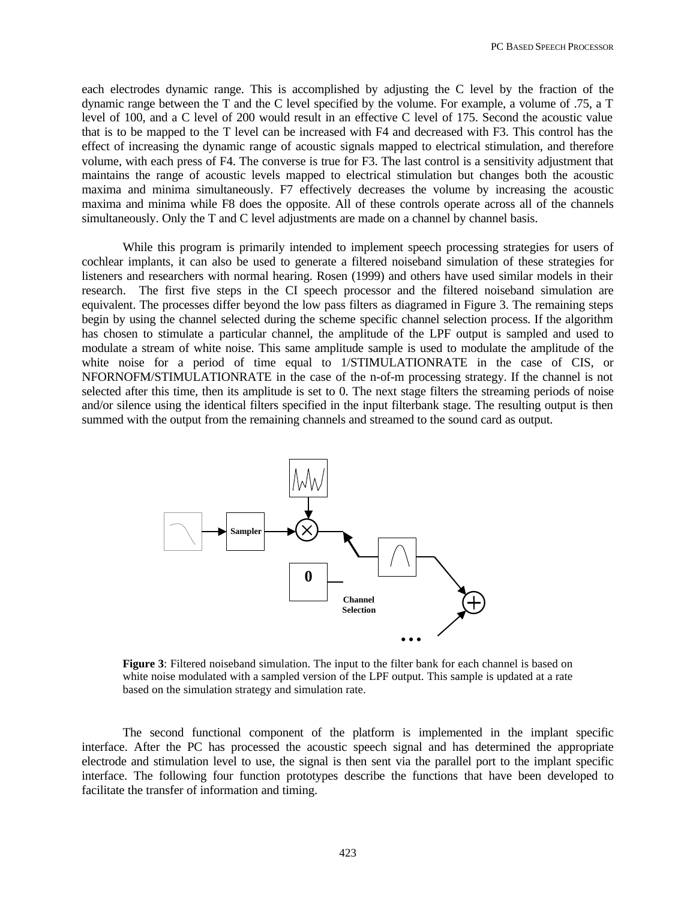each electrodes dynamic range. This is accomplished by adjusting the C level by the fraction of the dynamic range between the T and the C level specified by the volume. For example, a volume of .75, a T level of 100, and a C level of 200 would result in an effective C level of 175. Second the acoustic value that is to be mapped to the T level can be increased with F4 and decreased with F3. This control has the effect of increasing the dynamic range of acoustic signals mapped to electrical stimulation, and therefore volume, with each press of F4. The converse is true for F3. The last control is a sensitivity adjustment that maintains the range of acoustic levels mapped to electrical stimulation but changes both the acoustic maxima and minima simultaneously. F7 effectively decreases the volume by increasing the acoustic maxima and minima while F8 does the opposite. All of these controls operate across all of the channels simultaneously. Only the T and C level adjustments are made on a channel by channel basis.

While this program is primarily intended to implement speech processing strategies for users of cochlear implants, it can also be used to generate a filtered noiseband simulation of these strategies for listeners and researchers with normal hearing. Rosen (1999) and others have used similar models in their research. The first five steps in the CI speech processor and the filtered noiseband simulation are equivalent. The processes differ beyond the low pass filters as diagramed in Figure 3. The remaining steps begin by using the channel selected during the scheme specific channel selection process. If the algorithm has chosen to stimulate a particular channel, the amplitude of the LPF output is sampled and used to modulate a stream of white noise. This same amplitude sample is used to modulate the amplitude of the white noise for a period of time equal to 1/STIMULATIONRATE in the case of CIS, or NFORNOFM/STIMULATIONRATE in the case of the n-of-m processing strategy. If the channel is not selected after this time, then its amplitude is set to 0. The next stage filters the streaming periods of noise and/or silence using the identical filters specified in the input filterbank stage. The resulting output is then summed with the output from the remaining channels and streamed to the sound card as output.

**Figure 3**: Filtered noiseband simulation. The input to the filter bank for each channel is based on white noise modulated with a sampled version of the LPF output. This sample is updated at a rate based on the simulation strategy and simulation rate.

The second functional component of the platform is implemented in the implant specific interface. After the PC has processed the acoustic speech signal and has determined the appropriate electrode and stimulation level to use, the signal is then sent via the parallel port to the implant specific interface. The following four function prototypes describe the functions that have been developed to facilitate the transfer of information and timing.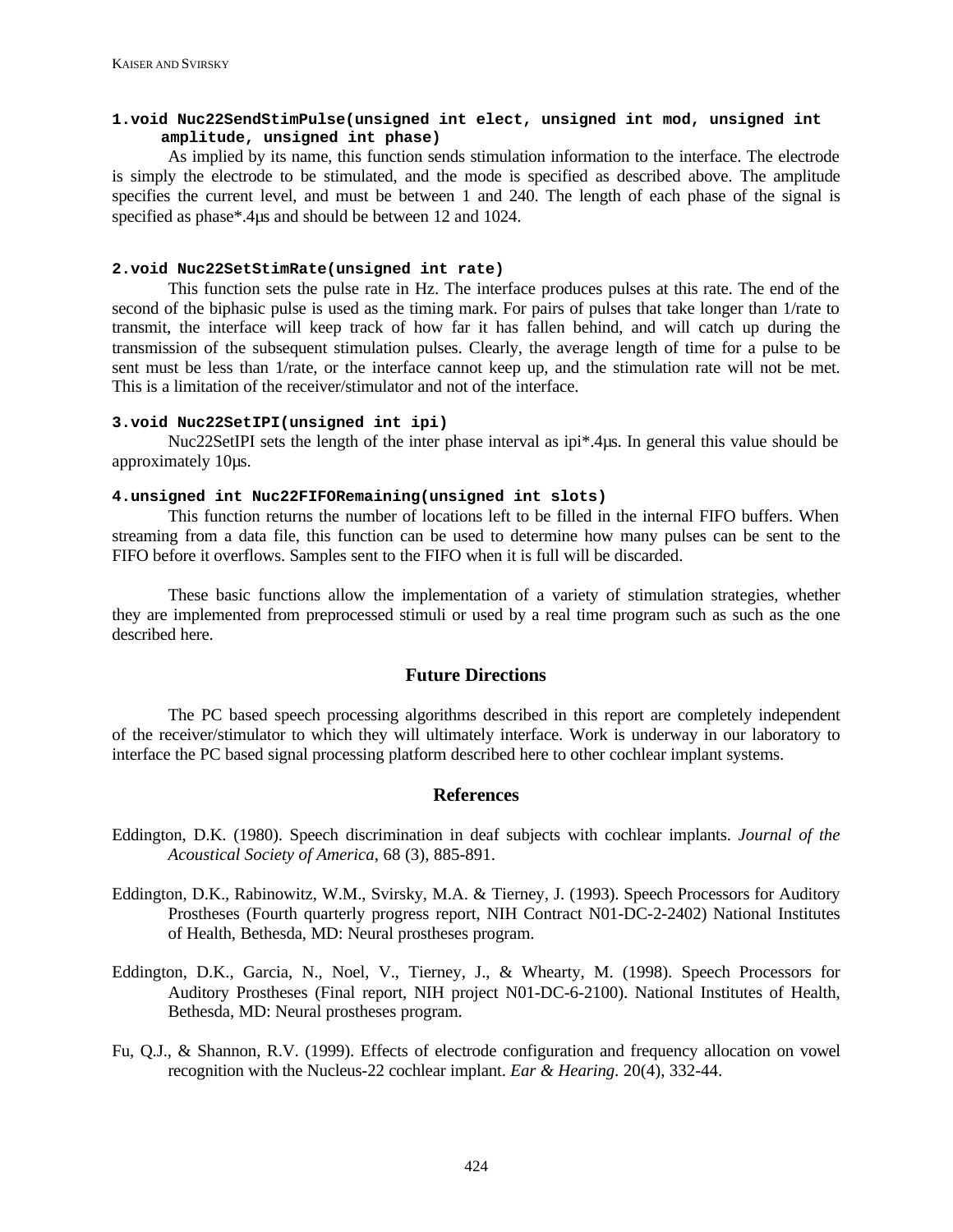**1.void Nuc22SendStimPulse(unsigned int elect, unsigned int mod, unsigned int amplitude, unsigned int phase)**

As implied by its name, this function sends stimulation information to the interface. The electrode is simply the electrode to be stimulated, and the mode is specified as described above. The amplitude specifies the current level, and must be between 1 and 240. The length of each phase of the signal is specified as phase*.4µs and should be between 12 and 1024.

**2.void Nuc22SetStimRate(unsigned int rate)**

This function sets the pulse rate in Hz. The interface produces pulses at this rate. The end of the second of the biphasic pulse is used as the timing mark. For pairs of pulses that take longer than 1/rate to transmit, the interface will keep track of how far it has fallen behind, and will catch up during the transmission of the subsequent stimulation pulses. Clearly, the average length of time for a pulse to be sent must be less than 1/rate, or the interface cannot keep up, and the stimulation rate will not be met. This is a limitation of the receiver/stimulator and not of the interface.

**3.void Nuc22SetIPI(unsigned int ipi)**

Nuc22SetIPI sets the length of the inter phase interval as ipi*.4µs. In general this value should be approximately 10µs.

**4.unsigned int Nuc22FIFORemaining(unsigned int slots)**

This function returns the number of locations left to be filled in the internal FIFO buffers. When streaming from a data file, this function can be used to determine how many pulses can be sent to the FIFO before it overflows. Samples sent to the FIFO when it is full will be discarded.

These basic functions allow the implementation of a variety of stimulation strategies, whether they are implemented from preprocessed stimuli or used by a real time program such as such as the one described here.

## Future Directions

The PC based speech processing algorithms described in this report are completely independent of the receiver/stimulator to which they will ultimately interface. Work is underway in our laboratory to interface the PC based signal processing platform described here to other cochlear implant systems.

## References

Eddington, D.K. (1980). Speech discrimination in deaf subjects with cochlear implants. *Journal of the Acoustical Society of America*, 68 (3), 885-891.

Eddington, D.K., Rabinowitz, W.M., Svirsky, M.A. & Tierney, J. (1993). Speech Processors for Auditory Prostheses (Fourth quarterly progress report, NIH Contract N01-DC-2-2402) National Institutes of Health, Bethesda, MD: Neural prostheses program.

Eddington, D.K., Garcia, N., Noel, V., Tierney, J., & Whearty, M. (1998). Speech Processors for Auditory Prostheses (Final report, NIH project N01-DC-6-2100). National Institutes of Health, Bethesda, MD: Neural prostheses program.

Fu, Q.J., & Shannon, R.V. (1999). Effects of electrode configuration and frequency allocation on vowel recognition with the Nucleus-22 cochlear implant. *Ear & Hearing*. 20(4), 332-44.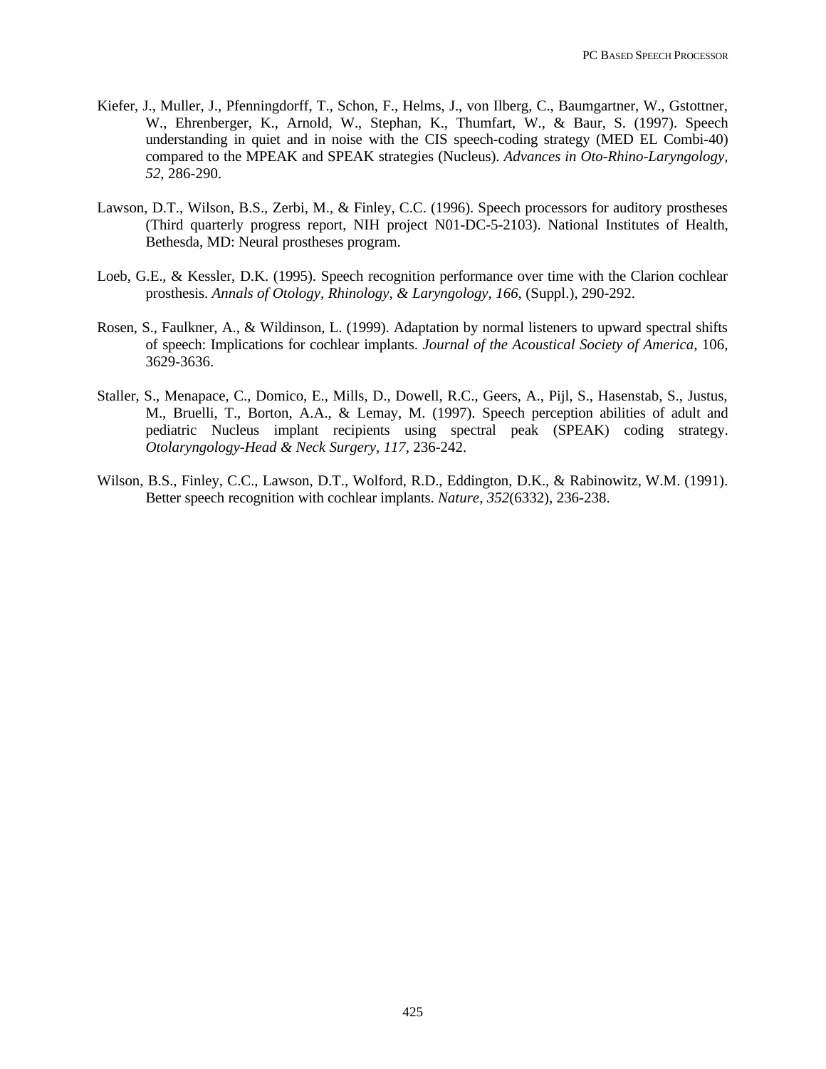Kiefer, J., Muller, J., Pfenningdorff, T., Schon, F., Helms, J., von Ilberg, C., Baumgartner, W., Gstottner, W., Ehrenberger, K., Arnold, W., Stephan, K., Thumfart, W., & Baur, S. (1997). Speech understanding in quiet and in noise with the CIS speech-coding strategy (MED EL Combi-40) compared to the MPEAK and SPEAK strategies (Nucleus). *Advances in Oto-Rhino-Laryngology, 52*, 286-290.

Lawson, D.T., Wilson, B.S., Zerbi, M., & Finley, C.C. (1996). Speech processors for auditory prostheses (Third quarterly progress report, NIH project N01-DC-5-2103). National Institutes of Health, Bethesda, MD: Neural prostheses program.

Loeb, G.E., & Kessler, D.K. (1995). Speech recognition performance over time with the Clarion cochlear prosthesis. *Annals of Otology, Rhinology, & Laryngology, 166*, (Suppl.), 290-292.

Rosen, S., Faulkner, A., & Wildinson, L. (1999). Adaptation by normal listeners to upward spectral shifts of speech: Implications for cochlear implants. *Journal of the Acoustical Society of America*, 106, 3629-3636.

Staller, S., Menapace, C., Domico, E., Mills, D., Dowell, R.C., Geers, A., Pijl, S., Hasenstab, S., Justus, M., Bruelli, T., Borton, A.A., & Lemay, M. (1997). Speech perception abilities of adult and pediatric Nucleus implant recipients using spectral peak (SPEAK) coding strategy. *Otolaryngology-Head & Neck Surgery, 117*, 236-242.

Wilson, B.S., Finley, C.C., Lawson, D.T., Wolford, R.D., Eddington, D.K., & Rabinowitz, W.M. (1991). Better speech recognition with cochlear implants. *Nature, 352*(6332), 236-238.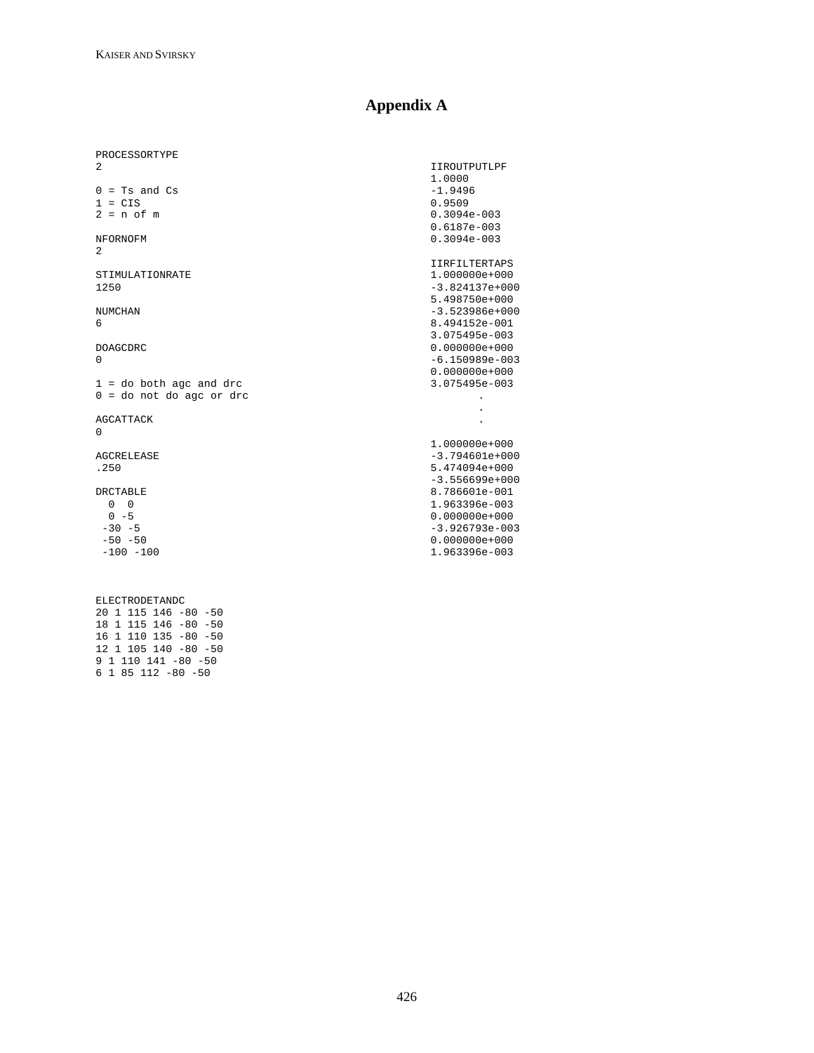## Appendix A

```
PROCESSORTYPE
2

0 = Ts and Cs
1 = CIS
2 = n of m

NFORNOFM
2

STIMULATIONRATE
1250

NUMCHAN
6

DOAGCDRC
0

1 = do both agc and drc
0 = do not do agc or drc

AGCATTACK
0

AGCRELEASE
.250

DRCTABLE
  0  0
  0 -5
 -30 -5
 -50 -50
 -100 -100


ELECTRODETANDC
20 1 115 146 -80 -50
18 1 115 146 -80 -50
16 1 110 135 -80 -50
12 1 105 140 -80 -50
9 1 110 141 -80 -50
6 1 85 112 -80 -50
```

```
IIROUTPUTLPF
1.0000
-1.9496
0.9509
0.3094e-003
0.6187e-003
0.3094e-003

IIRFILTERTAPS
1.000000e+000
-3.824137e+000
5.498750e+000
-3.523986e+000
8.494152e-001
3.075495e-003
0.000000e+000
-6.150989e-003
0.000000e+000
3.075495e-003
       .
       .
       .
1.000000e+000
-3.794601e+000
5.474094e+000
-3.556699e+000
8.786601e-001
1.963396e-003
0.000000e+000
-3.926793e-003
0.000000e+000
1.963396e-003
```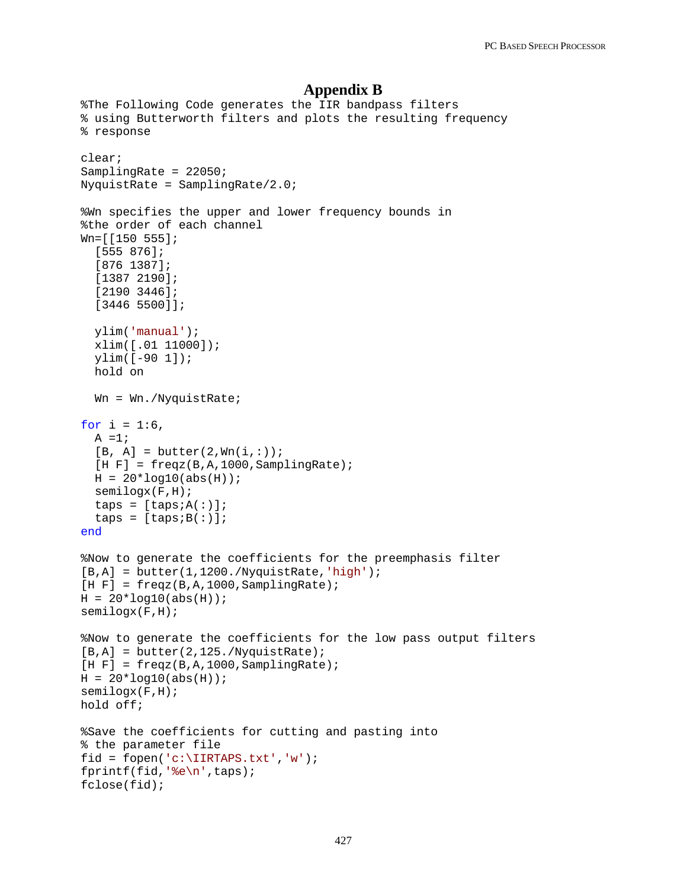# Appendix B

```
%The Following Code generates the IIR bandpass filters
% using Butterworth filters and plots the resulting frequency
% response

clear;
SamplingRate = 22050;
NyquistRate = SamplingRate/2.0;

%Wn specifies the upper and lower frequency bounds in
%the order of each channel
Wn=[[150 555];
  [555 876];
  [876 1387];
  [1387 2190];
  [2190 3446];
  [3446 5500]];

  ylim('manual');
  xlim([.01 11000]);
  ylim([-90 1]);
  hold on

  Wn = Wn./NyquistRate;

for i = 1:6,
  A =1;
  [B, A] = butter(2,Wn(i,:));
  [H F] = freqz(B,A,1000,SamplingRate);
  H = 20*log10(abs(H));
  semilogx(F,H);
  taps = [taps;A(:)];
  taps = [taps;B(:)];
end

%Now to generate the coefficients for the preemphasis filter
[B,A] = butter(1,1200./NyquistRate,'high');
[H F] = freqz(B,A,1000,SamplingRate);
H = 20*log10(abs(H));
semilogx(F,H);

%Now to generate the coefficients for the low pass output filters
[B,A] = butter(2,125./NyquistRate);
[H F] = freqz(B,A,1000,SamplingRate);
H = 20*log10(abs(H));
semilogx(F,H);
hold off;

%Save the coefficients for cutting and pasting into
% the parameter file
fid = fopen('c:\IIRTAPS.txt','w');
fprintf(fid,'%e\n',taps);
fclose(fid);
```